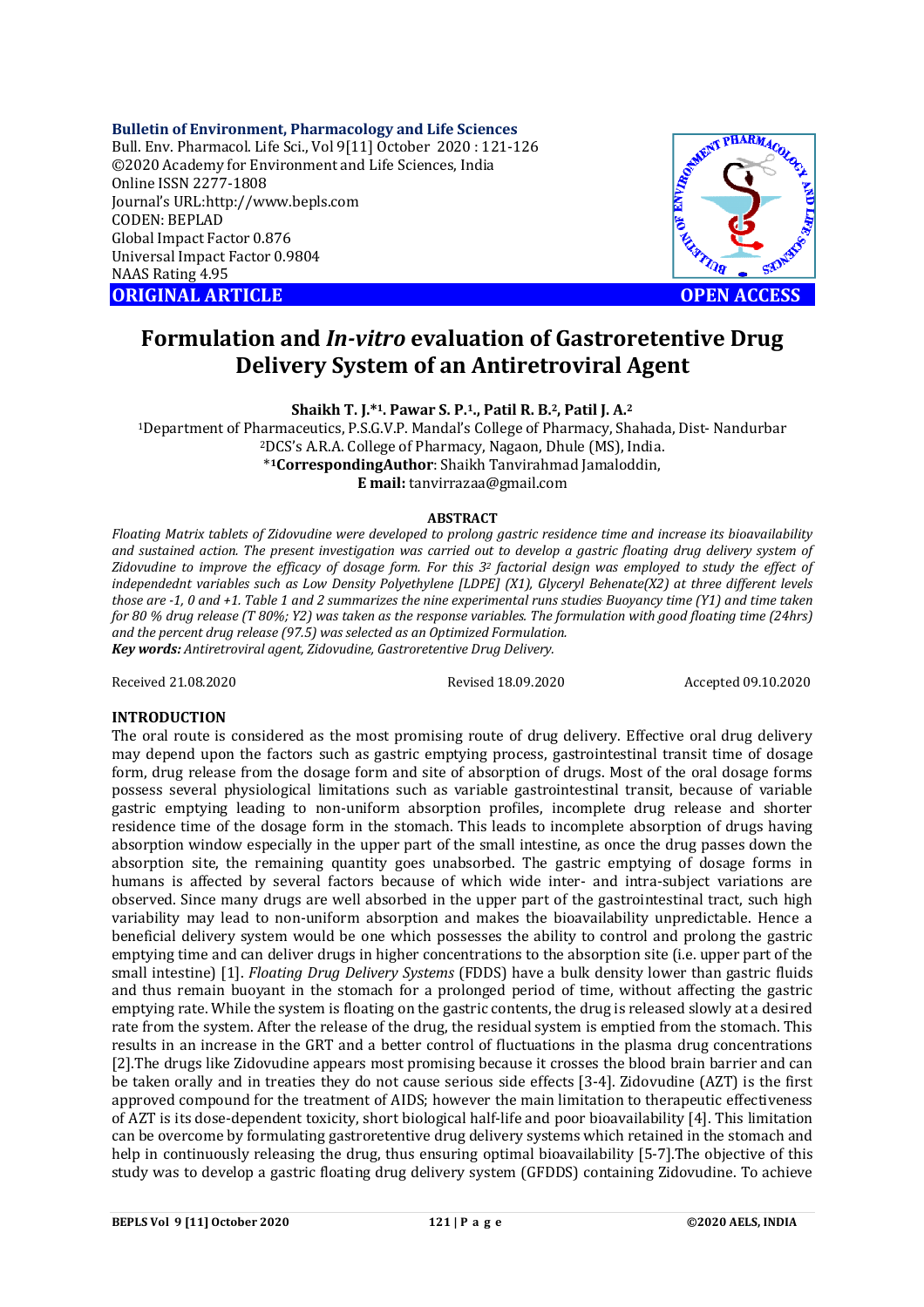**Bulletin of Environment, Pharmacology and Life Sciences**
Bull. Env. Pharmacol. Life Sci., Vol 9[11] October 2020 : 121-126
©2020 Academy for Environment and Life Sciences, India
Online ISSN 2277-1808
Journal's URL:http://www.bepls.com
CODEN: BEPLAD
Global Impact Factor 0.876
Universal Impact Factor 0.9804
NAAS Rating 4.95

**ORIGINAL ARTICLE** **OPEN ACCESS**

# Formulation and *In-vitro* evaluation of Gastroretentive Drug Delivery System of an Antiretroviral Agent

**Shaikh T. J.*[1], Pawar S. P.[1], Patil R. B.[2], Patil J. A.[2]**

[1]Department of Pharmaceutics, P.S.G.V.P. Mandal's College of Pharmacy, Shahada, Dist- Nandurbar
[2]DCS's A.R.A. College of Pharmacy, Nagaon, Dhule (MS), India.
*[1]**CorrespondingAuthor**: Shaikh Tanvirahmad Jamaloddin,
**E mail:** tanvirrazaa@gmail.com

## ABSTRACT

*Floating Matrix tablets of Zidovudine were developed to prolong gastric residence time and increase its bioavailability and sustained action. The present investigation was carried out to develop a gastric floating drug delivery system of Zidovudine to improve the efficacy of dosage form. For this $3^2$ factorial design was employed to study the effect of independednt variables such as Low Density Polyethylene [LDPE] (X1), Glyceryl Behenate(X2) at three different levels those are -1, 0 and +1. Table 1 and 2 summarizes the nine experimental runs studies Buoyancy time (Y1) and time taken for 80 % drug release (T 80%; Y2) was taken as the response variables. The formulation with good floating time (24hrs) and the percent drug release (97.5) was selected as an Optimized Formulation.*

***Key words:*** *Antiretroviral agent, Zidovudine, Gastroretentive Drug Delivery.*

Received 21.08.2020 Revised 18.09.2020 Accepted 09.10.2020

## INTRODUCTION

The oral route is considered as the most promising route of drug delivery. Effective oral drug delivery may depend upon the factors such as gastric emptying process, gastrointestinal transit time of dosage form, drug release from the dosage form and site of absorption of drugs. Most of the oral dosage forms possess several physiological limitations such as variable gastrointestinal transit, because of variable gastric emptying leading to non-uniform absorption profiles, incomplete drug release and shorter residence time of the dosage form in the stomach. This leads to incomplete absorption of drugs having absorption window especially in the upper part of the small intestine, as once the drug passes down the absorption site, the remaining quantity goes unabsorbed. The gastric emptying of dosage forms in humans is affected by several factors because of which wide inter- and intra-subject variations are observed. Since many drugs are well absorbed in the upper part of the gastrointestinal tract, such high variability may lead to non-uniform absorption and makes the bioavailability unpredictable. Hence a beneficial delivery system would be one which possesses the ability to control and prolong the gastric emptying time and can deliver drugs in higher concentrations to the absorption site (i.e. upper part of the small intestine) [1]. *Floating Drug Delivery Systems* (FDDS) have a bulk density lower than gastric fluids and thus remain buoyant in the stomach for a prolonged period of time, without affecting the gastric emptying rate. While the system is floating on the gastric contents, the drug is released slowly at a desired rate from the system. After the release of the drug, the residual system is emptied from the stomach. This results in an increase in the GRT and a better control of fluctuations in the plasma drug concentrations [2].The drugs like Zidovudine appears most promising because it crosses the blood brain barrier and can be taken orally and in treaties they do not cause serious side effects [3-4]. Zidovudine (AZT) is the first approved compound for the treatment of AIDS; however the main limitation to therapeutic effectiveness of AZT is its dose-dependent toxicity, short biological half-life and poor bioavailability [4]. This limitation can be overcome by formulating gastroretentive drug delivery systems which retained in the stomach and help in continuously releasing the drug, thus ensuring optimal bioavailability [5-7].The objective of this study was to develop a gastric floating drug delivery system (GFDDS) containing Zidovudine. To achieve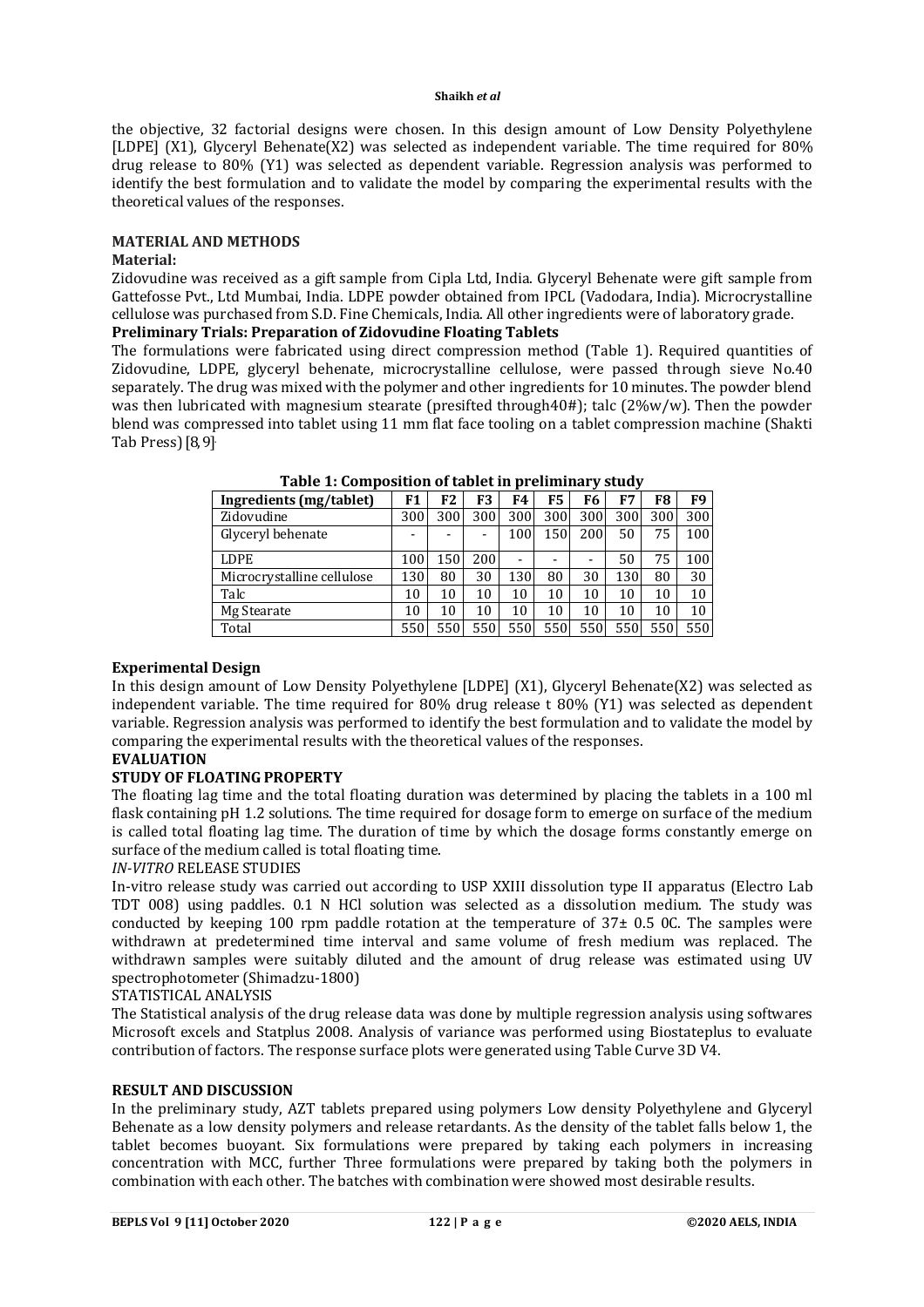the objective, 32 factorial designs were chosen. In this design amount of Low Density Polyethylene [LDPE] (X1), Glyceryl Behenate(X2) was selected as independent variable. The time required for 80% drug release to 80% (Y1) was selected as dependent variable. Regression analysis was performed to identify the best formulation and to validate the model by comparing the experimental results with the theoretical values of the responses.

## MATERIAL AND METHODS

### Material:

Zidovudine was received as a gift sample from Cipla Ltd, India. Glyceryl Behenate were gift sample from Gattefosse Pvt., Ltd Mumbai, India. LDPE powder obtained from IPCL (Vadodara, India). Microcrystalline cellulose was purchased from S.D. Fine Chemicals, India. All other ingredients were of laboratory grade.

### Preliminary Trials: Preparation of Zidovudine Floating Tablets

The formulations were fabricated using direct compression method (Table 1). Required quantities of Zidovudine, LDPE, glyceryl behenate, microcrystalline cellulose, were passed through sieve No.40 separately. The drug was mixed with the polymer and other ingredients for 10 minutes. The powder blend was then lubricated with magnesium stearate (presifted through40#); talc (2%w/w). Then the powder blend was compressed into tablet using 11 mm flat face tooling on a tablet compression machine (Shakti Tab Press) [8, 9].

**Table 1: Composition of tablet in preliminary study**

| Ingredients (mg/tablet) | F1 | F2 | F3 | F4 | F5 | F6 | F7 | F8 | F9 |
|---|---|---|---|---|---|---|---|---|---|
| Zidovudine | 300 | 300 | 300 | 300 | 300 | 300 | 300 | 300 | 300 |
| Glyceryl behenate | - | - | - | 100 | 150 | 200 | 50 | 75 | 100 |
| LDPE | 100 | 150 | 200 | - | - | - | 50 | 75 | 100 |
| Microcrystalline cellulose | 130 | 80 | 30 | 130 | 80 | 30 | 130 | 80 | 30 |
| Talc | 10 | 10 | 10 | 10 | 10 | 10 | 10 | 10 | 10 |
| Mg Stearate | 10 | 10 | 10 | 10 | 10 | 10 | 10 | 10 | 10 |
| Total | 550 | 550 | 550 | 550 | 550 | 550 | 550 | 550 | 550 |

### Experimental Design

In this design amount of Low Density Polyethylene [LDPE] (X1), Glyceryl Behenate(X2) was selected as independent variable. The time required for 80% drug release t 80% (Y1) was selected as dependent variable. Regression analysis was performed to identify the best formulation and to validate the model by comparing the experimental results with the theoretical values of the responses.

## EVALUATION

### STUDY OF FLOATING PROPERTY

The floating lag time and the total floating duration was determined by placing the tablets in a 100 ml flask containing pH 1.2 solutions. The time required for dosage form to emerge on surface of the medium is called total floating lag time. The duration of time by which the dosage forms constantly emerge on surface of the medium called is total floating time.

### *IN-VITRO* RELEASE STUDIES

In-vitro release study was carried out according to USP XXIII dissolution type II apparatus (Electro Lab TDT 008) using paddles. 0.1 N HCl solution was selected as a dissolution medium. The study was conducted by keeping 100 rpm paddle rotation at the temperature of 37± 0.5 0C. The samples were withdrawn at predetermined time interval and same volume of fresh medium was replaced. The withdrawn samples were suitably diluted and the amount of drug release was estimated using UV spectrophotometer (Shimadzu-1800)

### STATISTICAL ANALYSIS

The Statistical analysis of the drug release data was done by multiple regression analysis using softwares Microsoft excels and Statplus 2008. Analysis of variance was performed using Biostateplus to evaluate contribution of factors. The response surface plots were generated using Table Curve 3D V4.

## RESULT AND DISCUSSION

In the preliminary study, AZT tablets prepared using polymers Low density Polyethylene and Glyceryl Behenate as a low density polymers and release retardants. As the density of the tablet falls below 1, the tablet becomes buoyant. Six formulations were prepared by taking each polymers in increasing concentration with MCC, further Three formulations were prepared by taking both the polymers in combination with each other. The batches with combination were showed most desirable results.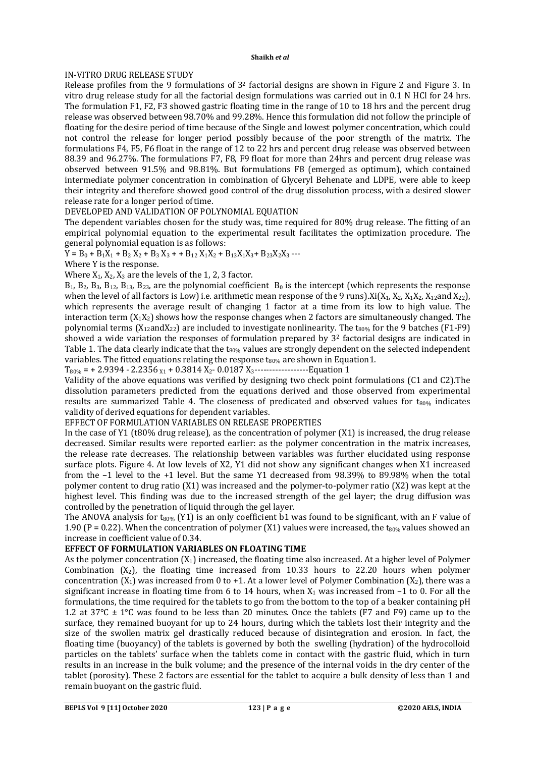IN-VITRO DRUG RELEASE STUDY

Release profiles from the 9 formulations of $3^2$ factorial designs are shown in Figure 2 and Figure 3. In vitro drug release study for all the factorial design formulations was carried out in 0.1 N HCl for 24 hrs. The formulation F1, F2, F3 showed gastric floating time in the range of 10 to 18 hrs and the percent drug release was observed between 98.70% and 99.28%. Hence this formulation did not follow the principle of floating for the desire period of time because of the Single and lowest polymer concentration, which could not control the release for longer period possibly because of the poor strength of the matrix. The formulations F4, F5, F6 float in the range of 12 to 22 hrs and percent drug release was observed between 88.39 and 96.27%. The formulations F7, F8, F9 float for more than 24hrs and percent drug release was observed between 91.5% and 98.81%. But formulations F8 (emerged as optimum), which contained intermediate polymer concentration in combination of Glyceryl Behenate and LDPE, were able to keep their integrity and therefore showed good control of the drug dissolution process, with a desired slower release rate for a longer period of time.

DEVELOPED AND VALIDATION OF POLYNOMIAL EQUATION

The dependent variables chosen for the study was, time required for 80% drug release. The fitting of an empirical polynomial equation to the experimental result facilitates the optimization procedure. The general polynomial equation is as follows:

$Y = B_0 + B_1X_1 + B_2 X_2 + B_3 X_3 + + B_{12} X_1X_2 + B_{13}X_1X_3 + B_{23}X_2X_3$ ---

Where Y is the response.

Where $X_1$, $X_2$, $X_3$ are the levels of the 1, 2, 3 factor.

$B_1$, $B_2$, $B_3$, $B_{12}$, $B_{13}$, $B_{23}$, are the polynomial coefficient $B_0$ is the intercept (which represents the response when the level of all factors is Low) i.e. arithmetic mean response of the 9 runs).$X_i$($X_1$, $X_2$, $X_1X_2$, $X_{12}$and $X_{22}$), which represents the average result of changing 1 factor at a time from its low to high value. The interaction term ($X_1X_2$) shows how the response changes when 2 factors are simultaneously changed. The polynomial terms ($X_{12}$and$X_{22}$) are included to investigate nonlinearity. The $t_{80\%}$ for the 9 batches (F1-F9) showed a wide variation the responses of formulation prepared by $3^2$ factorial designs are indicated in Table 1. The data clearly indicate that the $t_{80\%}$ values are strongly dependent on the selected independent variables. The fitted equations relating the response $t_{80\%}$ are shown in Equation1.

$T_{80\%} = + 2.9394 - 2.2356_{X1} + 0.3814 X_2 - 0.0187 X_3$------------------Equation 1

Validity of the above equations was verified by designing two check point formulations (C1 and C2).The dissolution parameters predicted from the equations derived and those observed from experimental results are summarized Table 4. The closeness of predicated and observed values for $t_{80\%}$ indicates validity of derived equations for dependent variables.

EFFECT OF FORMULATION VARIABLES ON RELEASE PROPERTIES

In the case of Y1 (t80% drug release), as the concentration of polymer (X1) is increased, the drug release decreased. Similar results were reported earlier: as the polymer concentration in the matrix increases, the release rate decreases. The relationship between variables was further elucidated using response surface plots. Figure 4. At low levels of X2, Y1 did not show any significant changes when X1 increased from the –1 level to the +1 level. But the same Y1 decreased from 98.39% to 89.98% when the total polymer content to drug ratio (X1) was increased and the polymer-to-polymer ratio (X2) was kept at the highest level. This finding was due to the increased strength of the gel layer; the drug diffusion was controlled by the penetration of liquid through the gel layer.

The ANOVA analysis for $t_{80\%}$ (Y1) is an only coefficient b1 was found to be significant, with an F value of 1.90 (P = 0.22). When the concentration of polymer (X1) values were increased, the $t_{80\%}$ values showed an increase in coefficient value of 0.34.

**EFFECT OF FORMULATION VARIABLES ON FLOATING TIME**

As the polymer concentration ($X_1$) increased, the floating time also increased. At a higher level of Polymer Combination ($X_2$), the floating time increased from 10.33 hours to 22.20 hours when polymer concentration ($X_1$) was increased from 0 to +1. At a lower level of Polymer Combination ($X_2$), there was a significant increase in floating time from 6 to 14 hours, when $X_1$ was increased from –1 to 0. For all the formulations, the time required for the tablets to go from the bottom to the top of a beaker containing pH 1.2 at 37°C ± 1°C was found to be less than 20 minutes. Once the tablets (F7 and F9) came up to the surface, they remained buoyant for up to 24 hours, during which the tablets lost their integrity and the size of the swollen matrix gel drastically reduced because of disintegration and erosion. In fact, the floating time (buoyancy) of the tablets is governed by both the swelling (hydration) of the hydrocolloid particles on the tablets' surface when the tablets come in contact with the gastric fluid, which in turn results in an increase in the bulk volume; and the presence of the internal voids in the dry center of the tablet (porosity). These 2 factors are essential for the tablet to acquire a bulk density of less than 1 and remain buoyant on the gastric fluid.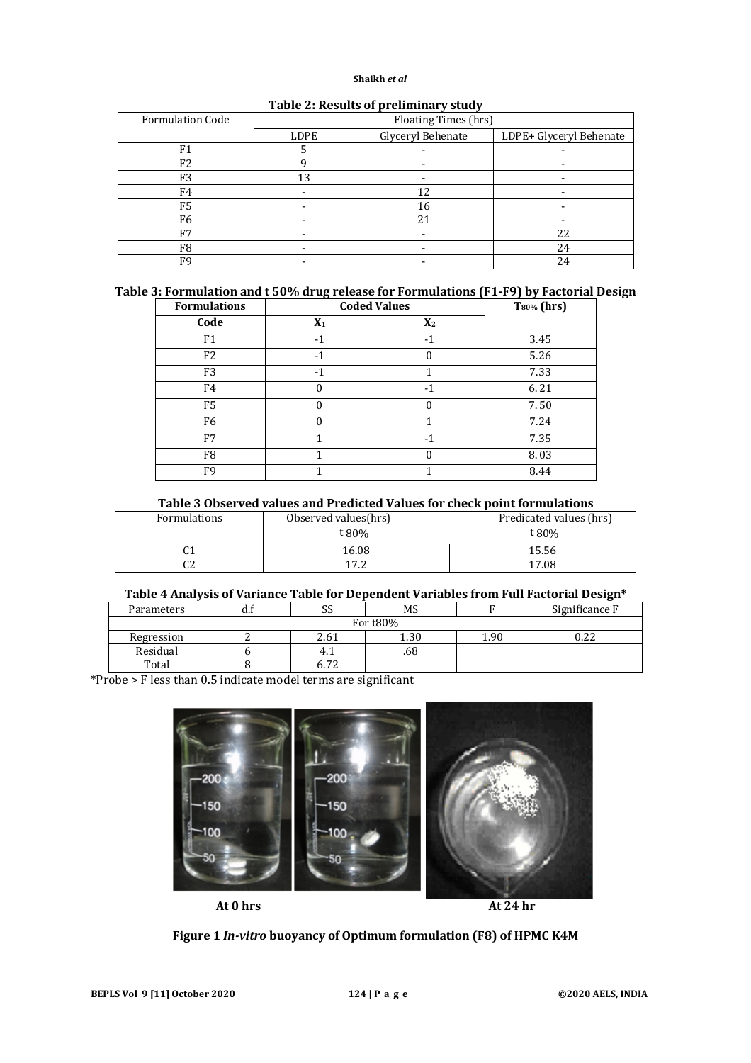**Table 2: Results of preliminary study**

| Formulation Code | Floating Times (hrs) | | |
|---|---|---|---|
| | LDPE | Glyceryl Behenate | LDPE+ Glyceryl Behenate |
| F1 | 5 | - | - |
| F2 | 9 | - | - |
| F3 | 13 | - | - |
| F4 | - | 12 | - |
| F5 | - | 16 | - |
| F6 | - | 21 | - |
| F7 | - | - | 22 |
| F8 | - | - | 24 |
| F9 | - | - | 24 |

**Table 3: Formulation and t 50% drug release for Formulations (F1-F9) by Factorial Design**

| Formulations | Coded Values | | $T_{80\%}$ (hrs) |
|---|---|---|---|
| Code | $X_1$ | $X_2$ | |
| F1 | -1 | -1 | 3.45 |
| F2 | -1 | 0 | 5.26 |
| F3 | -1 | 1 | 7.33 |
| F4 | 0 | -1 | 6.21 |
| F5 | 0 | 0 | 7.50 |
| F6 | 0 | 1 | 7.24 |
| F7 | 1 | -1 | 7.35 |
| F8 | 1 | 0 | 8.03 |
| F9 | 1 | 1 | 8.44 |

**Table 3 Observed values and Predicted Values for check point formulations**

| Formulations | Observed values(hrs) t 80% | Predicated values (hrs) t 80% |
|---|---|---|
| C1 | 16.08 | 15.56 |
| C2 | 17.2 | 17.08 |

**Table 4 Analysis of Variance Table for Dependent Variables from Full Factorial Design***

| Parameters | d.f | SS | MS | F | Significance F |
|---|---|---|---|---|---|
| For t80% | | | | | |
| Regression | 2 | 2.61 | 1.30 | 1.90 | 0.22 |
| Residual | 6 | 4.1 | .68 | | |
| Total | 8 | 6.72 | | | |

*Probe > F less than 0.5 indicate model terms are significant

At 0 hrs At 24 hr

**Figure 1** ***In-vitro*** **buoyancy of Optimum formulation (F8) of HPMC K4M**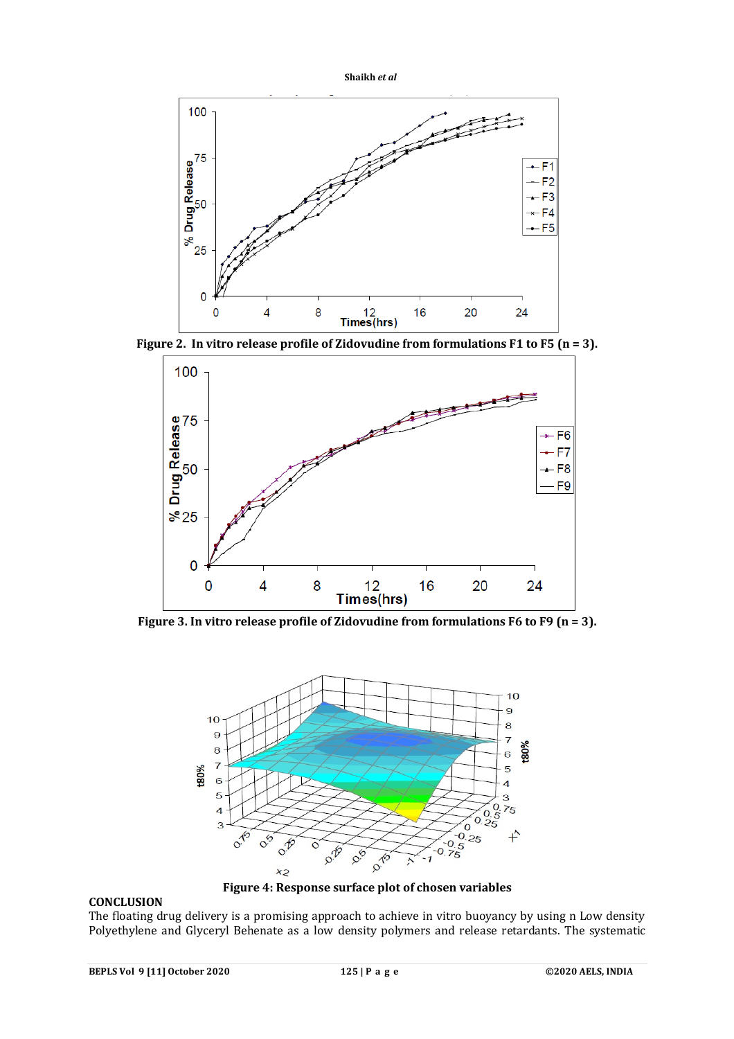Figure 2. In vitro release profile of Zidovudine from formulations F1 to F5 (n = 3).

Figure 3. In vitro release profile of Zidovudine from formulations F6 to F9 (n = 3).

Figure 4: Response surface plot of chosen variables

## CONCLUSION

The floating drug delivery is a promising approach to achieve in vitro buoyancy by using n Low density Polyethylene and Glyceryl Behenate as a low density polymers and release retardants. The systematic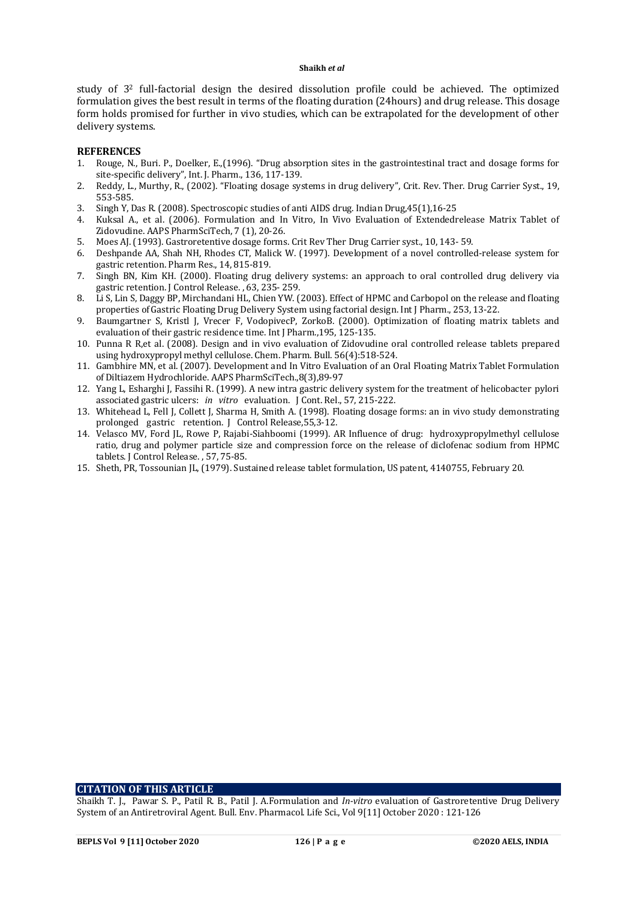study of $3^2$ full-factorial design the desired dissolution profile could be achieved. The optimized formulation gives the best result in terms of the floating duration (24hours) and drug release. This dosage form holds promised for further in vivo studies, which can be extrapolated for the development of other delivery systems.

## REFERENCES

1. Rouge, N., Buri. P., Doelker, E.,(1996). "Drug absorption sites in the gastrointestinal tract and dosage forms for site-specific delivery", Int. J. Pharm., 136, 117-139.
2. Reddy, L., Murthy, R., (2002). "Floating dosage systems in drug delivery", Crit. Rev. Ther. Drug Carrier Syst., 19, 553-585.
3. Singh Y, Das R. (2008). Spectroscopic studies of anti AIDS drug. Indian Drug,45(1),16-25
4. Kuksal A., et al. (2006). Formulation and In Vitro, In Vivo Evaluation of Extendedrelease Matrix Tablet of Zidovudine. AAPS PharmSciTech, 7 (1), 20-26.
5. Moes AJ. (1993). Gastroretentive dosage forms. Crit Rev Ther Drug Carrier syst., 10, 143- 59.
6. Deshpande AA, Shah NH, Rhodes CT, Malick W. (1997). Development of a novel controlled-release system for gastric retention. Pharm Res., 14, 815-819.
7. Singh BN, Kim KH. (2000). Floating drug delivery systems: an approach to oral controlled drug delivery via gastric retention. J Control Release. , 63, 235- 259.
8. Li S, Lin S, Daggy BP, Mirchandani HL, Chien YW. (2003). Effect of HPMC and Carbopol on the release and floating properties of Gastric Floating Drug Delivery System using factorial design. Int J Pharm., 253, 13-22.
9. Baumgartner S, Kristl J, Vrecer F, VodopivecP, ZorkoB. (2000). Optimization of floating matrix tablets and evaluation of their gastric residence time. Int J Pharm.,195, 125-135.
10. Punna R R,et al. (2008). Design and in vivo evaluation of Zidovudine oral controlled release tablets prepared using hydroxypropyl methyl cellulose. Chem. Pharm. Bull. 56(4):518-524.
11. Gambhire MN, et al. (2007). Development and In Vitro Evaluation of an Oral Floating Matrix Tablet Formulation of Diltiazem Hydrochloride. AAPS PharmSciTech.,8(3),89-97
12. Yang L, Esharghi J, Fassihi R. (1999). A new intra gastric delivery system for the treatment of helicobacter pylori associated gastric ulcers: *in vitro* evaluation. J Cont. Rel., 57, 215-222.
13. Whitehead L, Fell J, Collett J, Sharma H, Smith A. (1998). Floating dosage forms: an in vivo study demonstrating prolonged gastric retention. J Control Release,55,3-12.
14. Velasco MV, Ford JL, Rowe P, Rajabi-Siahboomi (1999). AR Influence of drug: hydroxypropylmethyl cellulose ratio, drug and polymer particle size and compression force on the release of diclofenac sodium from HPMC tablets. J Control Release. , 57, 75-85.
15. Sheth, PR, Tossounian JL, (1979). Sustained release tablet formulation, US patent, 4140755, February 20.

## CITATION OF THIS ARTICLE

Shaikh T. J., Pawar S. P., Patil R. B., Patil J. A.Formulation and *In-vitro* evaluation of Gastroretentive Drug Delivery System of an Antiretroviral Agent. Bull. Env. Pharmacol. Life Sci., Vol 9[11] October 2020 : 121-126